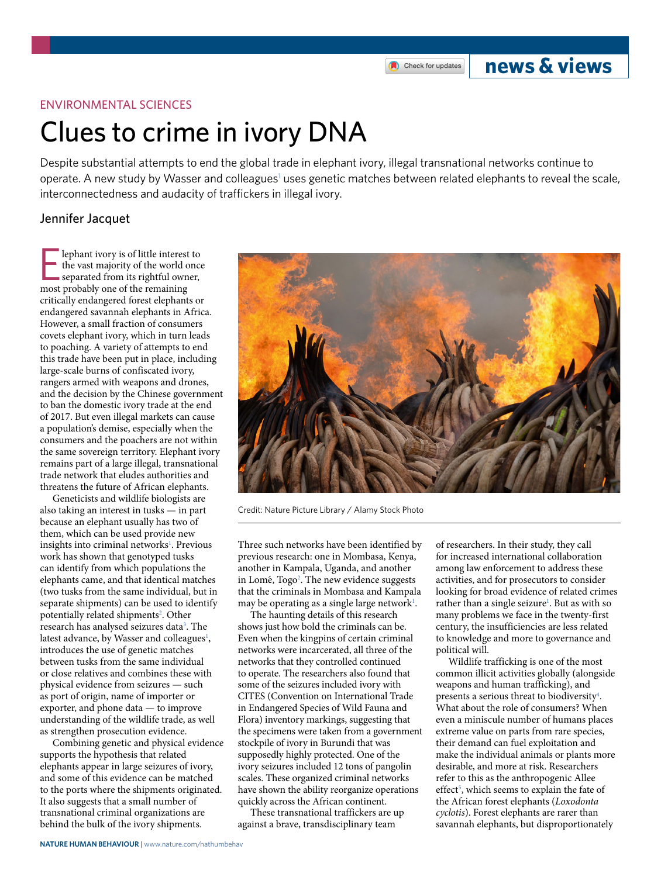ENVIRONMENTAL SCIENCES

# Clues to crime in ivory DNA

Despite substantial attempts to end the global trade in elephant ivory, illegal transnational networks continue to operate. A new study by Wasser and colleagues[1] uses genetic matches between related elephants to reveal the scale, interconnectedness and audacity of traffickers in illegal ivory.

Jennifer Jacquet

Elephant ivory is of little interest to the vast majority of the world once separated from its rightful owner, most probably one of the remaining critically endangered forest elephants or endangered savannah elephants in Africa. However, a small fraction of consumers covets elephant ivory, which in turn leads to poaching. A variety of attempts to end this trade have been put in place, including large-scale burns of confiscated ivory, rangers armed with weapons and drones, and the decision by the Chinese government to ban the domestic ivory trade at the end of 2017. But even illegal markets can cause a population's demise, especially when the consumers and the poachers are not within the same sovereign territory. Elephant ivory remains part of a large illegal, transnational trade network that eludes authorities and threatens the future of African elephants.

Geneticists and wildlife biologists are also taking an interest in tusks — in part because an elephant usually has two of them, which can be used provide new insights into criminal networks[1]. Previous work has shown that genotyped tusks can identify from which populations the elephants came, and that identical matches (two tusks from the same individual, but in separate shipments) can be used to identify potentially related shipments[2]. Other research has analysed seizures data[3]. The latest advance, by Wasser and colleagues[1], introduces the use of genetic matches between tusks from the same individual or close relatives and combines these with physical evidence from seizures — such as port of origin, name of importer or exporter, and phone data — to improve understanding of the wildlife trade, as well as strengthen prosecution evidence.

Combining genetic and physical evidence supports the hypothesis that related elephants appear in large seizures of ivory, and some of this evidence can be matched to the ports where the shipments originated. It also suggests that a small number of transnational criminal organizations are behind the bulk of the ivory shipments.

Credit: Nature Picture Library / Alamy Stock Photo

Three such networks have been identified by previous research: one in Mombasa, Kenya, another in Kampala, Uganda, and another in Lomé, Togo[2]. The new evidence suggests that the criminals in Mombasa and Kampala may be operating as a single large network[1].

The haunting details of this research shows just how bold the criminals can be. Even when the kingpins of certain criminal networks were incarcerated, all three of the networks that they controlled continued to operate. The researchers also found that some of the seizures included ivory with CITES (Convention on International Trade in Endangered Species of Wild Fauna and Flora) inventory markings, suggesting that the specimens were taken from a government stockpile of ivory in Burundi that was supposedly highly protected. One of the ivory seizures included 12 tons of pangolin scales. These organized criminal networks have shown the ability reorganize operations quickly across the African continent.

These transnational traffickers are up against a brave, transdisciplinary team of researchers. In their study, they call for increased international collaboration among law enforcement to address these activities, and for prosecutors to consider looking for broad evidence of related crimes rather than a single seizure[1]. But as with so many problems we face in the twenty-first century, the insufficiencies are less related to knowledge and more to governance and political will.

Wildlife trafficking is one of the most common illicit activities globally (alongside weapons and human trafficking), and presents a serious threat to biodiversity[4]. What about the role of consumers? When even a miniscule number of humans places extreme value on parts from rare species, their demand can fuel exploitation and make the individual animals or plants more desirable, and more at risk. Researchers refer to this as the anthropogenic Allee effect[5], which seems to explain the fate of the African forest elephants (*Loxodonta cyclotis*). Forest elephants are rarer than savannah elephants, but disproportionately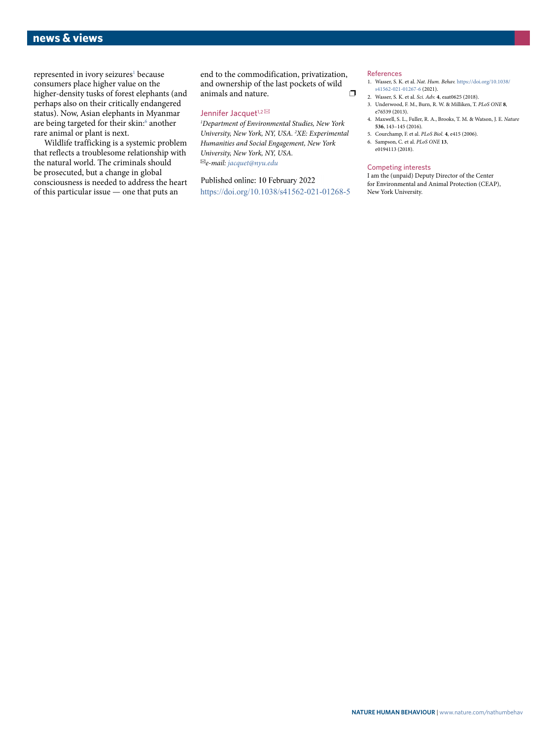represented in ivory seizures[1] because consumers place higher value on the higher-density tusks of forest elephants (and perhaps also on their critically endangered status). Now, Asian elephants in Myanmar are being targeted for their skin:[6] another rare animal or plant is next.

Wildlife trafficking is a systemic problem that reflects a troublesome relationship with the natural world. The criminals should be prosecuted, but a change in global consciousness is needed to address the heart of this particular issue — one that puts an end to the commodification, privatization, and ownership of the last pockets of wild animals and nature. ❐

Jennifer Jacquet[1,2] ✉

*[1]Department of Environmental Studies, New York University, New York, NY, USA. [2]XE: Experimental Humanities and Social Engagement, New York University, New York, NY, USA.*
✉*e-mail: jacquet@nyu.edu*

Published online: 10 February 2022
https://doi.org/10.1038/s41562-021-01268-5

## References

1. Wasser, S. K. et al. *Nat. Hum. Behav.* https://doi.org/10.1038/s41562-021-01267-6 (2021).
2. Wasser, S. K. et al. *Sci. Adv.* **4**, eaat0625 (2018).
3. Underwood, F. M., Burn, R. W. & Milliken, T. *PLoS ONE* **8**, e76539 (2013).
4. Maxwell, S. L., Fuller, R. A., Brooks, T. M. & Watson, J. E. *Nature* **536**, 143–145 (2016).
5. Courchamp, F. et al. *PLoS Biol.* **4**, e415 (2006).
6. Sampson, C. et al. *PLoS ONE* **13**, e0194113 (2018).

## Competing interests

I am the (unpaid) Deputy Director of the Center for Environmental and Animal Protection (CEAP), New York University.